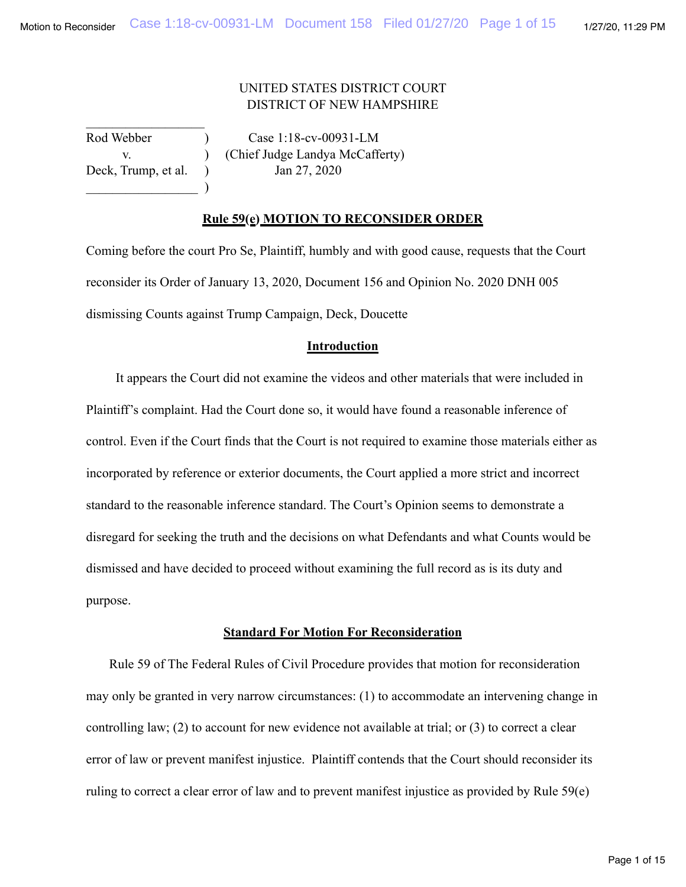UNITED STATES DISTRICT COURT
DISTRICT OF NEW HAMPSHIRE

| | | |
|---|---|---|
| Rod Webber | ) | Case 1:18-cv-00931-LM |
| v. | ) | (Chief Judge Landya McCafferty) |
| Deck, Trump, et al. | ) | Jan 27, 2020 |
| | ) | |

## Rule 59(e) MOTION TO RECONSIDER ORDER

Coming before the court Pro Se, Plaintiff, humbly and with good cause, requests that the Court reconsider its Order of January 13, 2020, Document 156 and Opinion No. 2020 DNH 005 dismissing Counts against Trump Campaign, Deck, Doucette

## Introduction

It appears the Court did not examine the videos and other materials that were included in Plaintiff's complaint. Had the Court done so, it would have found a reasonable inference of control. Even if the Court finds that the Court is not required to examine those materials either as incorporated by reference or exterior documents, the Court applied a more strict and incorrect standard to the reasonable inference standard. The Court's Opinion seems to demonstrate a disregard for seeking the truth and the decisions on what Defendants and what Counts would be dismissed and have decided to proceed without examining the full record as is its duty and purpose.

## Standard For Motion For Reconsideration

Rule 59 of The Federal Rules of Civil Procedure provides that motion for reconsideration may only be granted in very narrow circumstances: (1) to accommodate an intervening change in controlling law; (2) to account for new evidence not available at trial; or (3) to correct a clear error of law or prevent manifest injustice. Plaintiff contends that the Court should reconsider its ruling to correct a clear error of law and to prevent manifest injustice as provided by Rule 59(e)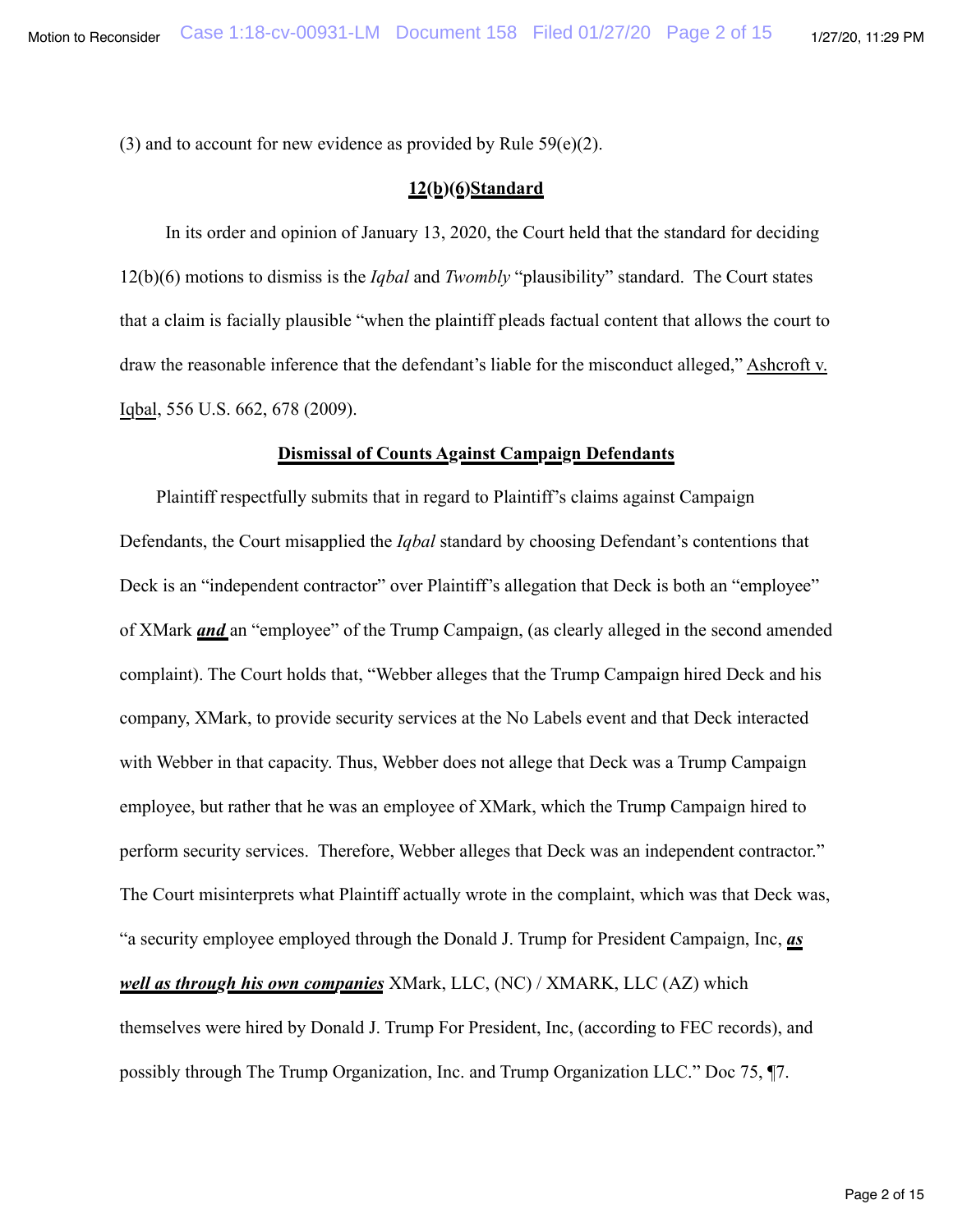(3) and to account for new evidence as provided by Rule 59(e)(2).

**12(b)(6)Standard**

In its order and opinion of January 13, 2020, the Court held that the standard for deciding 12(b)(6) motions to dismiss is the *Iqbal* and *Twombly* "plausibility" standard. The Court states that a claim is facially plausible "when the plaintiff pleads factual content that allows the court to draw the reasonable inference that the defendant's liable for the misconduct alleged," Ashcroft v. Iqbal, 556 U.S. 662, 678 (2009).

**Dismissal of Counts Against Campaign Defendants**

Plaintiff respectfully submits that in regard to Plaintiff's claims against Campaign Defendants, the Court misapplied the *Iqbal* standard by choosing Defendant's contentions that Deck is an "independent contractor" over Plaintiff's allegation that Deck is both an "employee" of XMark ***and*** an "employee" of the Trump Campaign, (as clearly alleged in the second amended complaint). The Court holds that, "Webber alleges that the Trump Campaign hired Deck and his company, XMark, to provide security services at the No Labels event and that Deck interacted with Webber in that capacity. Thus, Webber does not allege that Deck was a Trump Campaign employee, but rather that he was an employee of XMark, which the Trump Campaign hired to perform security services. Therefore, Webber alleges that Deck was an independent contractor." The Court misinterprets what Plaintiff actually wrote in the complaint, which was that Deck was, "a security employee employed through the Donald J. Trump for President Campaign, Inc, ***as well as through his own companies*** XMark, LLC, (NC) / XMARK, LLC (AZ) which themselves were hired by Donald J. Trump For President, Inc, (according to FEC records), and possibly through The Trump Organization, Inc. and Trump Organization LLC." Doc 75, ¶7.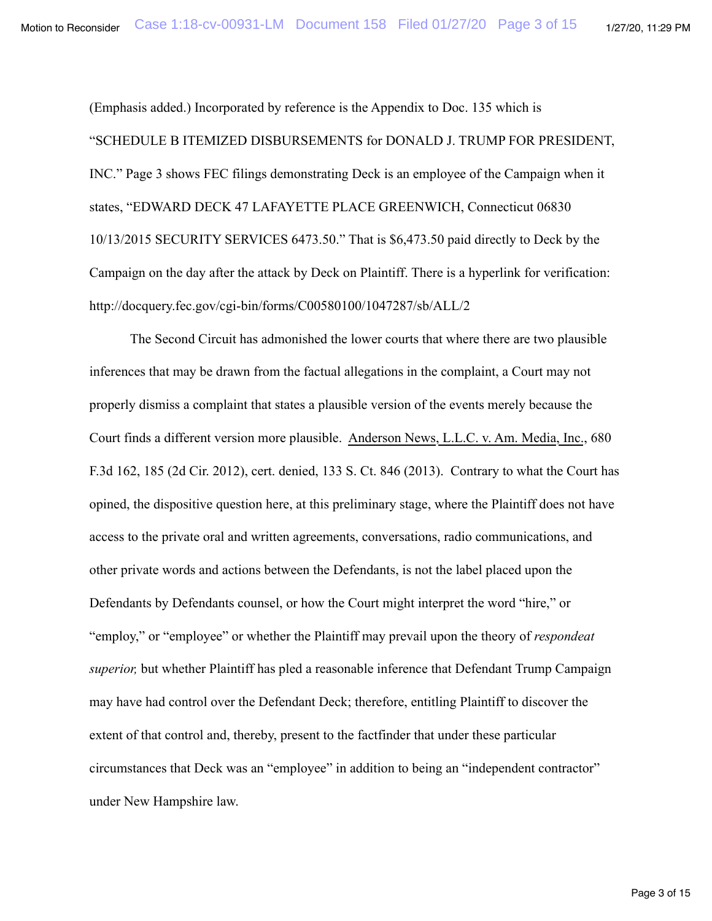(Emphasis added.) Incorporated by reference is the Appendix to Doc. 135 which is "SCHEDULE B ITEMIZED DISBURSEMENTS for DONALD J. TRUMP FOR PRESIDENT, INC." Page 3 shows FEC filings demonstrating Deck is an employee of the Campaign when it states, "EDWARD DECK 47 LAFAYETTE PLACE GREENWICH, Connecticut 06830 10/13/2015 SECURITY SERVICES 6473.50." That is $6,473.50 paid directly to Deck by the Campaign on the day after the attack by Deck on Plaintiff. There is a hyperlink for verification: http://docquery.fec.gov/cgi-bin/forms/C00580100/1047287/sb/ALL/2

The Second Circuit has admonished the lower courts that where there are two plausible inferences that may be drawn from the factual allegations in the complaint, a Court may not properly dismiss a complaint that states a plausible version of the events merely because the Court finds a different version more plausible. Anderson News, L.L.C. v. Am. Media, Inc., 680 F.3d 162, 185 (2d Cir. 2012), cert. denied, 133 S. Ct. 846 (2013). Contrary to what the Court has opined, the dispositive question here, at this preliminary stage, where the Plaintiff does not have access to the private oral and written agreements, conversations, radio communications, and other private words and actions between the Defendants, is not the label placed upon the Defendants by Defendants counsel, or how the Court might interpret the word "hire," or "employ," or "employee" or whether the Plaintiff may prevail upon the theory of *respondeat superior,* but whether Plaintiff has pled a reasonable inference that Defendant Trump Campaign may have had control over the Defendant Deck; therefore, entitling Plaintiff to discover the extent of that control and, thereby, present to the factfinder that under these particular circumstances that Deck was an "employee" in addition to being an "independent contractor" under New Hampshire law.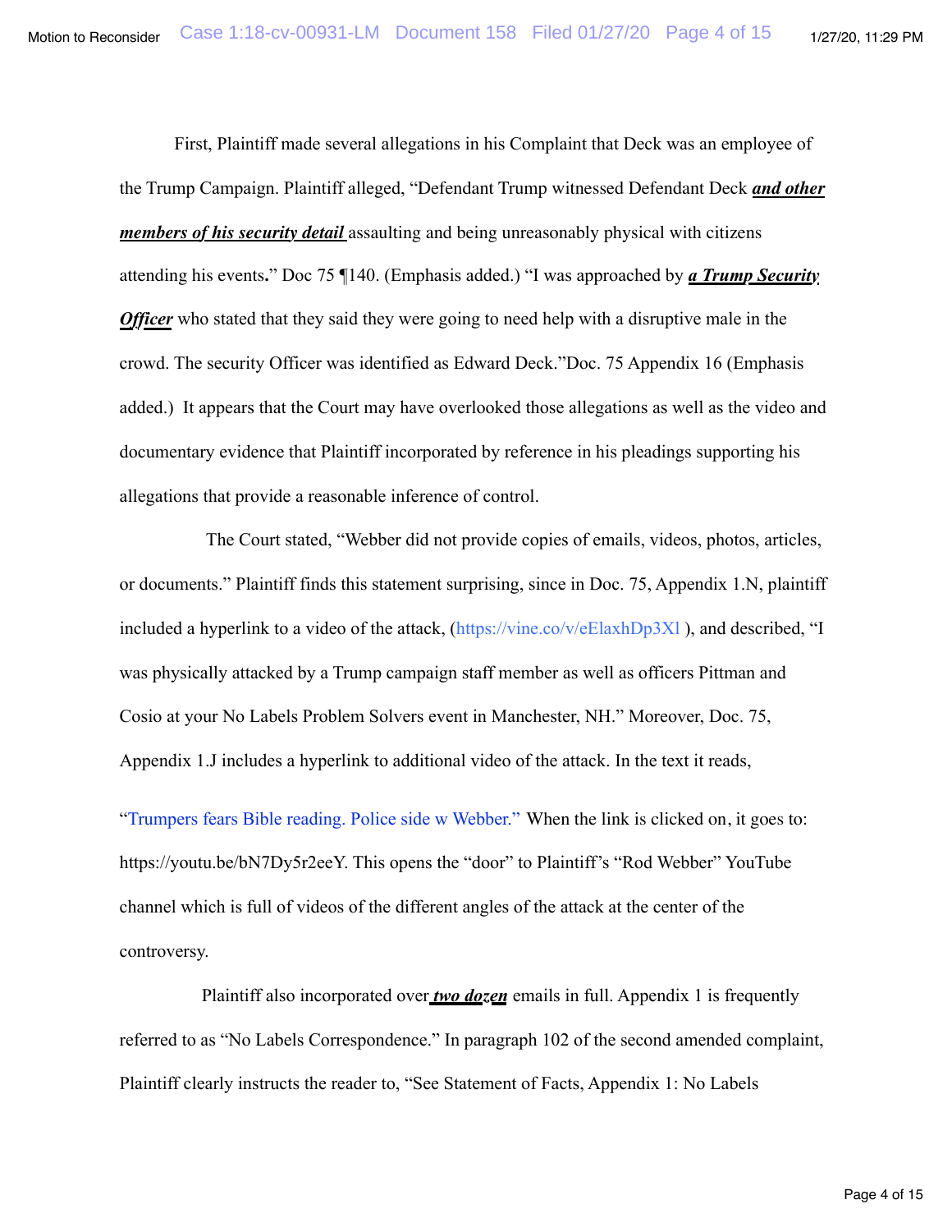First, Plaintiff made several allegations in his Complaint that Deck was an employee of the Trump Campaign. Plaintiff alleged, "Defendant Trump witnessed Defendant Deck ***and other members of his security detail*** assaulting and being unreasonably physical with citizens attending his events**.**" Doc 75 ¶140. (Emphasis added.) "I was approached by ***a Trump Security Officer*** who stated that they said they were going to need help with a disruptive male in the crowd. The security Officer was identified as Edward Deck."Doc. 75 Appendix 16 (Emphasis added.) It appears that the Court may have overlooked those allegations as well as the video and documentary evidence that Plaintiff incorporated by reference in his pleadings supporting his allegations that provide a reasonable inference of control.

The Court stated, "Webber did not provide copies of emails, videos, photos, articles, or documents." Plaintiff finds this statement surprising, since in Doc. 75, Appendix 1.N, plaintiff included a hyperlink to a video of the attack, (https://vine.co/v/eElaxhDp3Xl ), and described, "I was physically attacked by a Trump campaign staff member as well as officers Pittman and Cosio at your No Labels Problem Solvers event in Manchester, NH." Moreover, Doc. 75, Appendix 1.J includes a hyperlink to additional video of the attack. In the text it reads,

"Trumpers fears Bible reading. Police side w Webber." When the link is clicked on, it goes to: https://youtu.be/bN7Dy5r2eeY. This opens the "door" to Plaintiff's "Rod Webber" YouTube channel which is full of videos of the different angles of the attack at the center of the controversy.

Plaintiff also incorporated over ***two dozen*** emails in full. Appendix 1 is frequently referred to as "No Labels Correspondence." In paragraph 102 of the second amended complaint, Plaintiff clearly instructs the reader to, "See Statement of Facts, Appendix 1: No Labels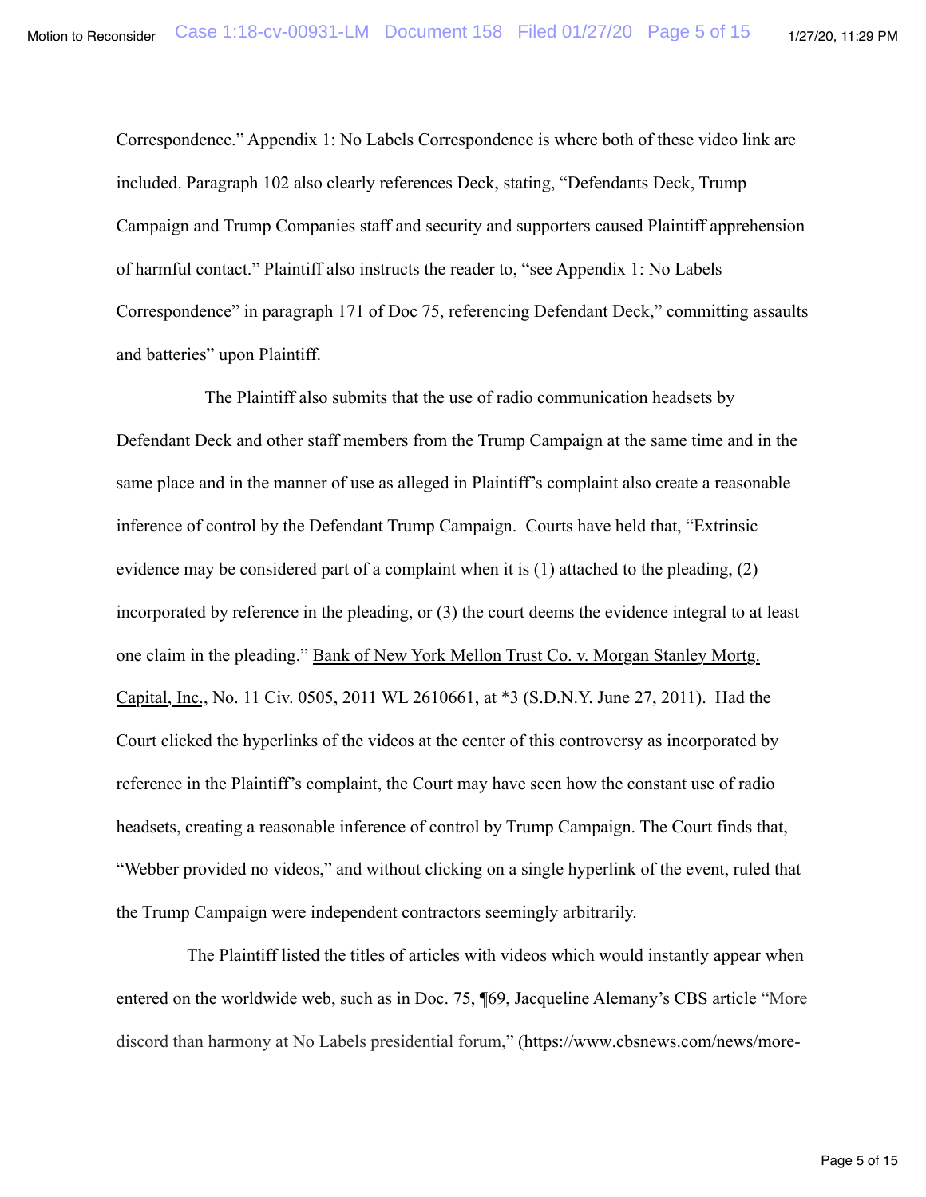Correspondence." Appendix 1: No Labels Correspondence is where both of these video link are included. Paragraph 102 also clearly references Deck, stating, "Defendants Deck, Trump Campaign and Trump Companies staff and security and supporters caused Plaintiff apprehension of harmful contact." Plaintiff also instructs the reader to, "see Appendix 1: No Labels Correspondence" in paragraph 171 of Doc 75, referencing Defendant Deck," committing assaults and batteries" upon Plaintiff.

The Plaintiff also submits that the use of radio communication headsets by Defendant Deck and other staff members from the Trump Campaign at the same time and in the same place and in the manner of use as alleged in Plaintiff's complaint also create a reasonable inference of control by the Defendant Trump Campaign. Courts have held that, "Extrinsic evidence may be considered part of a complaint when it is (1) attached to the pleading, (2) incorporated by reference in the pleading, or (3) the court deems the evidence integral to at least one claim in the pleading." Bank of New York Mellon Trust Co. v. Morgan Stanley Mortg. Capital, Inc., No. 11 Civ. 0505, 2011 WL 2610661, at *3 (S.D.N.Y. June 27, 2011). Had the Court clicked the hyperlinks of the videos at the center of this controversy as incorporated by reference in the Plaintiff's complaint, the Court may have seen how the constant use of radio headsets, creating a reasonable inference of control by Trump Campaign. The Court finds that, "Webber provided no videos," and without clicking on a single hyperlink of the event, ruled that the Trump Campaign were independent contractors seemingly arbitrarily.

The Plaintiff listed the titles of articles with videos which would instantly appear when entered on the worldwide web, such as in Doc. 75, ¶69, Jacqueline Alemany's CBS article "More discord than harmony at No Labels presidential forum," (https://www.cbsnews.com/news/more-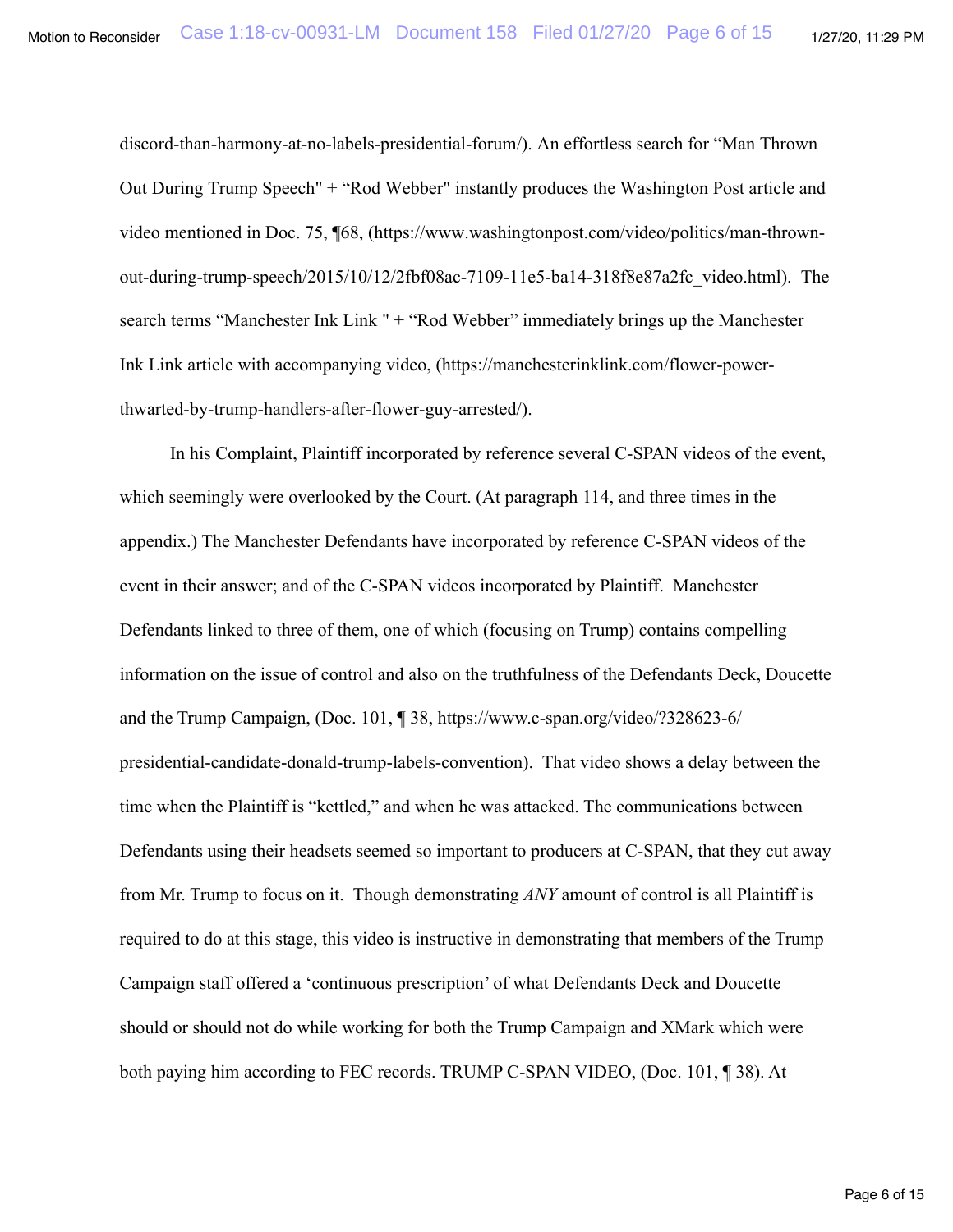discord-than-harmony-at-no-labels-presidential-forum/). An effortless search for "Man Thrown Out During Trump Speech" + "Rod Webber" instantly produces the Washington Post article and video mentioned in Doc. 75, ¶68, (https://www.washingtonpost.com/video/politics/man-thrown-out-during-trump-speech/2015/10/12/2fbf08ac-7109-11e5-ba14-318f8e87a2fc_video.html). The search terms "Manchester Ink Link " + "Rod Webber" immediately brings up the Manchester Ink Link article with accompanying video, (https://manchesterinklink.com/flower-power-thwarted-by-trump-handlers-after-flower-guy-arrested/).

In his Complaint, Plaintiff incorporated by reference several C-SPAN videos of the event, which seemingly were overlooked by the Court. (At paragraph 114, and three times in the appendix.) The Manchester Defendants have incorporated by reference C-SPAN videos of the event in their answer; and of the C-SPAN videos incorporated by Plaintiff. Manchester Defendants linked to three of them, one of which (focusing on Trump) contains compelling information on the issue of control and also on the truthfulness of the Defendants Deck, Doucette and the Trump Campaign, (Doc. 101, ¶ 38, https://www.c-span.org/video/?328623-6/presidential-candidate-donald-trump-labels-convention). That video shows a delay between the time when the Plaintiff is "kettled," and when he was attacked. The communications between Defendants using their headsets seemed so important to producers at C-SPAN, that they cut away from Mr. Trump to focus on it. Though demonstrating *ANY* amount of control is all Plaintiff is required to do at this stage, this video is instructive in demonstrating that members of the Trump Campaign staff offered a 'continuous prescription' of what Defendants Deck and Doucette should or should not do while working for both the Trump Campaign and XMark which were both paying him according to FEC records. TRUMP C-SPAN VIDEO, (Doc. 101, ¶ 38). At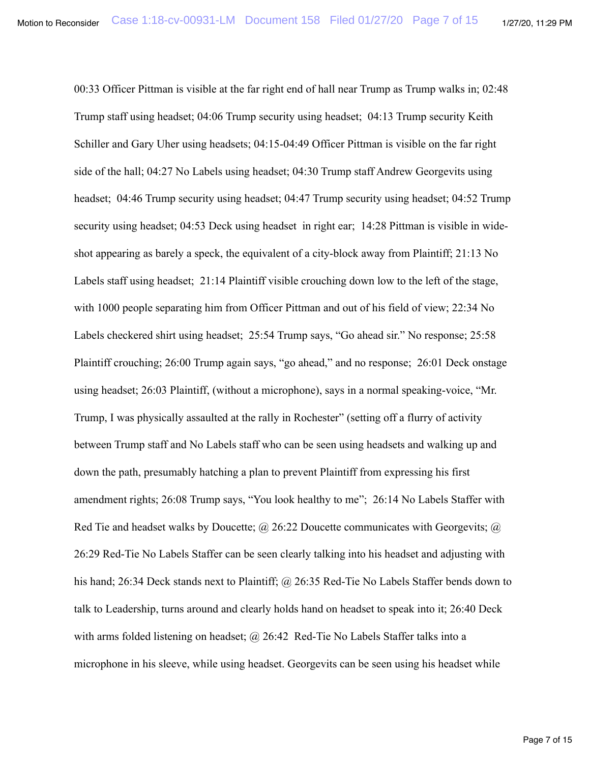00:33 Officer Pittman is visible at the far right end of hall near Trump as Trump walks in; 02:48 Trump staff using headset; 04:06 Trump security using headset; 04:13 Trump security Keith Schiller and Gary Uher using headsets; 04:15-04:49 Officer Pittman is visible on the far right side of the hall; 04:27 No Labels using headset; 04:30 Trump staff Andrew Georgevits using headset; 04:46 Trump security using headset; 04:47 Trump security using headset; 04:52 Trump security using headset; 04:53 Deck using headset in right ear; 14:28 Pittman is visible in wide-shot appearing as barely a speck, the equivalent of a city-block away from Plaintiff; 21:13 No Labels staff using headset; 21:14 Plaintiff visible crouching down low to the left of the stage, with 1000 people separating him from Officer Pittman and out of his field of view; 22:34 No Labels checkered shirt using headset; 25:54 Trump says, "Go ahead sir." No response; 25:58 Plaintiff crouching; 26:00 Trump again says, "go ahead," and no response; 26:01 Deck onstage using headset; 26:03 Plaintiff, (without a microphone), says in a normal speaking-voice, "Mr. Trump, I was physically assaulted at the rally in Rochester" (setting off a flurry of activity between Trump staff and No Labels staff who can be seen using headsets and walking up and down the path, presumably hatching a plan to prevent Plaintiff from expressing his first amendment rights; 26:08 Trump says, "You look healthy to me"; 26:14 No Labels Staffer with Red Tie and headset walks by Doucette; @ 26:22 Doucette communicates with Georgevits; @ 26:29 Red-Tie No Labels Staffer can be seen clearly talking into his headset and adjusting with his hand; 26:34 Deck stands next to Plaintiff; @ 26:35 Red-Tie No Labels Staffer bends down to talk to Leadership, turns around and clearly holds hand on headset to speak into it; 26:40 Deck with arms folded listening on headset; @ 26:42 Red-Tie No Labels Staffer talks into a microphone in his sleeve, while using headset. Georgevits can be seen using his headset while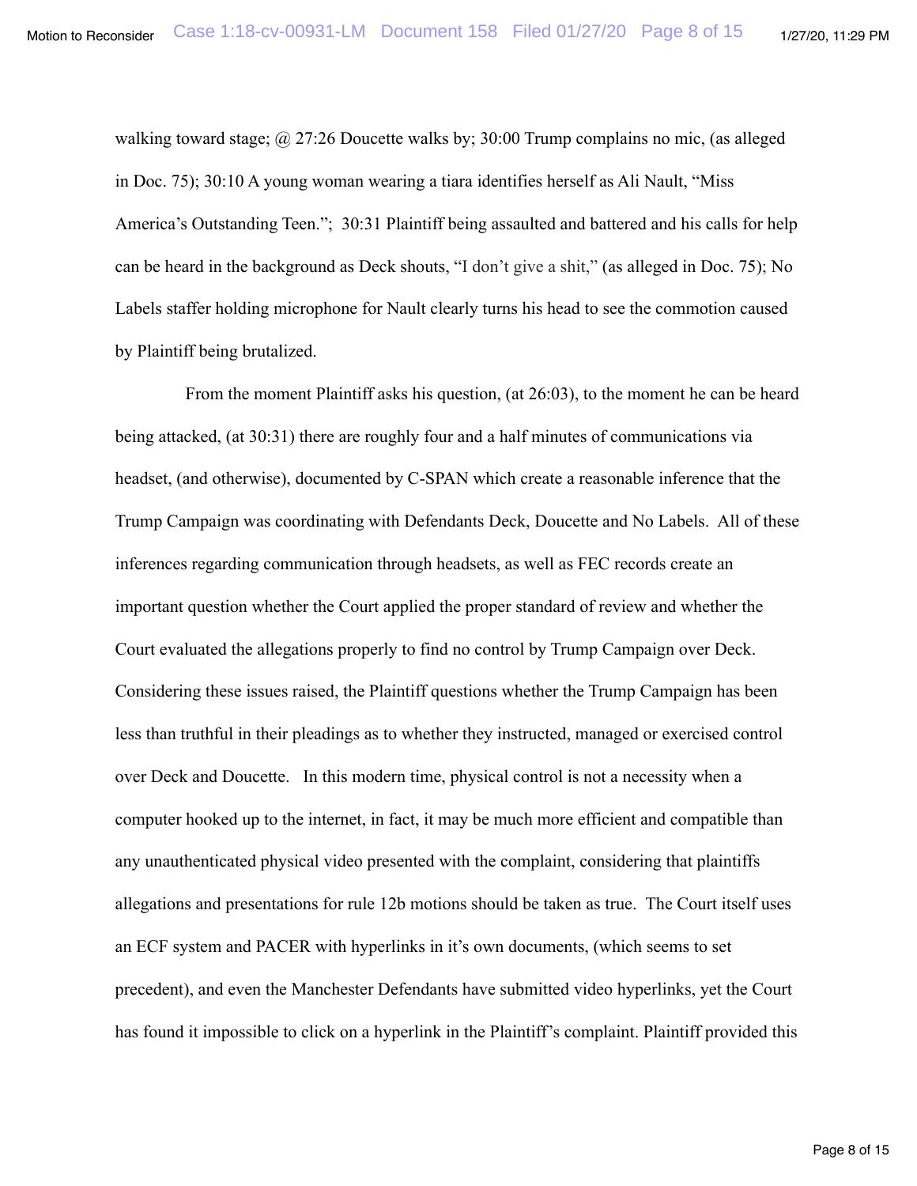walking toward stage; @ 27:26 Doucette walks by; 30:00 Trump complains no mic, (as alleged in Doc. 75); 30:10 A young woman wearing a tiara identifies herself as Ali Nault, "Miss America's Outstanding Teen."; 30:31 Plaintiff being assaulted and battered and his calls for help can be heard in the background as Deck shouts, "I don't give a shit," (as alleged in Doc. 75); No Labels staffer holding microphone for Nault clearly turns his head to see the commotion caused by Plaintiff being brutalized.

From the moment Plaintiff asks his question, (at 26:03), to the moment he can be heard being attacked, (at 30:31) there are roughly four and a half minutes of communications via headset, (and otherwise), documented by C-SPAN which create a reasonable inference that the Trump Campaign was coordinating with Defendants Deck, Doucette and No Labels. All of these inferences regarding communication through headsets, as well as FEC records create an important question whether the Court applied the proper standard of review and whether the Court evaluated the allegations properly to find no control by Trump Campaign over Deck. Considering these issues raised, the Plaintiff questions whether the Trump Campaign has been less than truthful in their pleadings as to whether they instructed, managed or exercised control over Deck and Doucette. In this modern time, physical control is not a necessity when a computer hooked up to the internet, in fact, it may be much more efficient and compatible than any unauthenticated physical video presented with the complaint, considering that plaintiffs allegations and presentations for rule 12b motions should be taken as true. The Court itself uses an ECF system and PACER with hyperlinks in it's own documents, (which seems to set precedent), and even the Manchester Defendants have submitted video hyperlinks, yet the Court has found it impossible to click on a hyperlink in the Plaintiff's complaint. Plaintiff provided this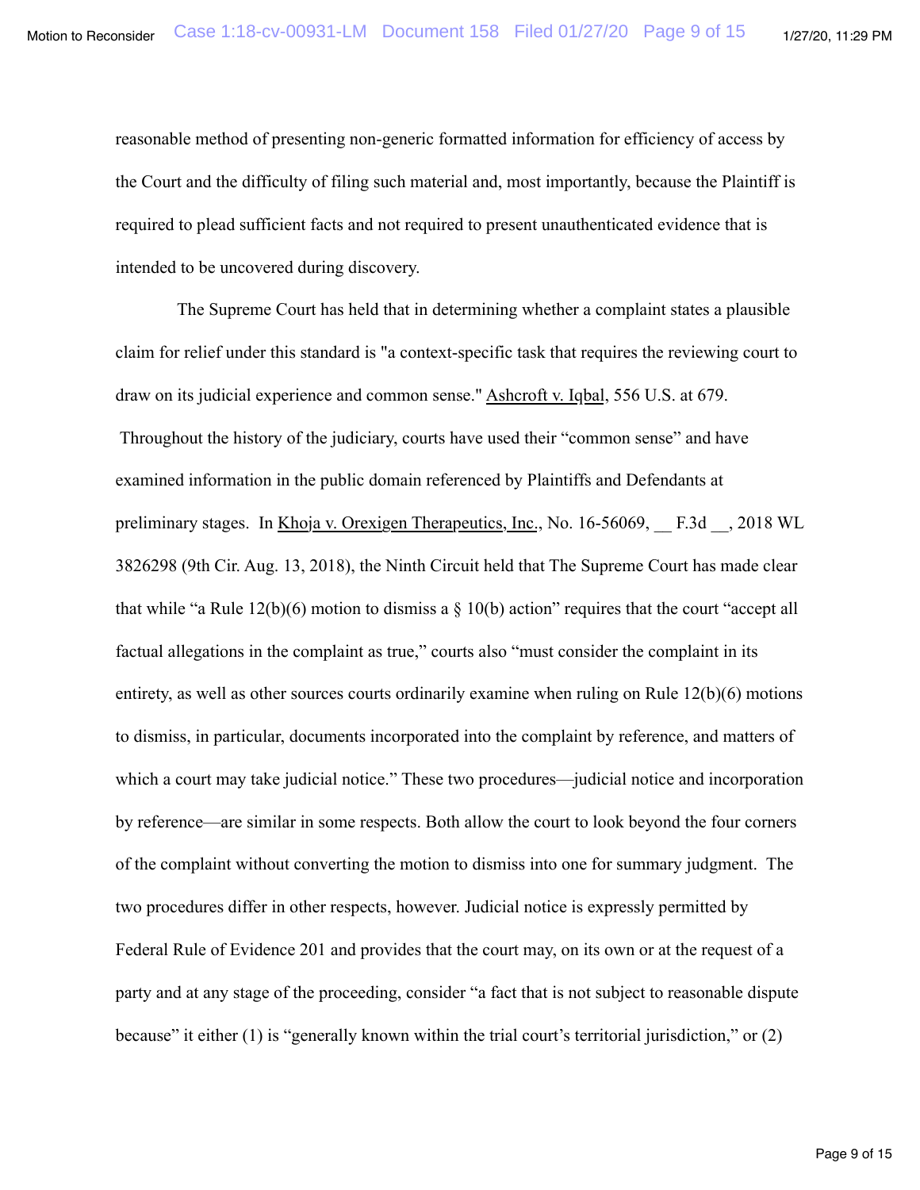reasonable method of presenting non-generic formatted information for efficiency of access by the Court and the difficulty of filing such material and, most importantly, because the Plaintiff is required to plead sufficient facts and not required to present unauthenticated evidence that is intended to be uncovered during discovery.

The Supreme Court has held that in determining whether a complaint states a plausible claim for relief under this standard is "a context-specific task that requires the reviewing court to draw on its judicial experience and common sense." Ashcroft v. Iqbal, 556 U.S. at 679. Throughout the history of the judiciary, courts have used their "common sense" and have examined information in the public domain referenced by Plaintiffs and Defendants at preliminary stages. In Khoja v. Orexigen Therapeutics, Inc., No. 16-56069, __ F.3d __, 2018 WL 3826298 (9th Cir. Aug. 13, 2018), the Ninth Circuit held that The Supreme Court has made clear that while "a Rule 12(b)(6) motion to dismiss a § 10(b) action" requires that the court "accept all factual allegations in the complaint as true," courts also "must consider the complaint in its entirety, as well as other sources courts ordinarily examine when ruling on Rule 12(b)(6) motions to dismiss, in particular, documents incorporated into the complaint by reference, and matters of which a court may take judicial notice." These two procedures—judicial notice and incorporation by reference—are similar in some respects. Both allow the court to look beyond the four corners of the complaint without converting the motion to dismiss into one for summary judgment. The two procedures differ in other respects, however. Judicial notice is expressly permitted by Federal Rule of Evidence 201 and provides that the court may, on its own or at the request of a party and at any stage of the proceeding, consider "a fact that is not subject to reasonable dispute because" it either (1) is "generally known within the trial court's territorial jurisdiction," or (2)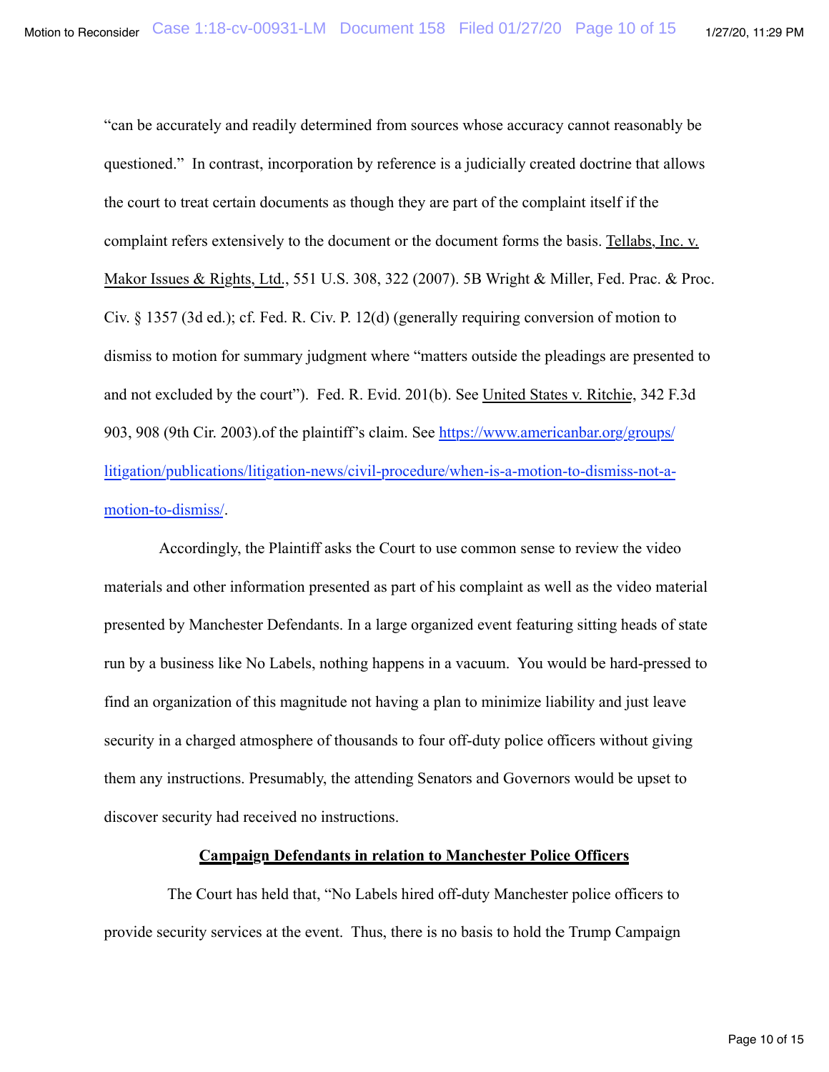"can be accurately and readily determined from sources whose accuracy cannot reasonably be questioned." In contrast, incorporation by reference is a judicially created doctrine that allows the court to treat certain documents as though they are part of the complaint itself if the complaint refers extensively to the document or the document forms the basis. Tellabs, Inc. v. Makor Issues & Rights, Ltd., 551 U.S. 308, 322 (2007). 5B Wright & Miller, Fed. Prac. & Proc. Civ. § 1357 (3d ed.); cf. Fed. R. Civ. P. 12(d) (generally requiring conversion of motion to dismiss to motion for summary judgment where "matters outside the pleadings are presented to and not excluded by the court"). Fed. R. Evid. 201(b). See United States v. Ritchie, 342 F.3d 903, 908 (9th Cir. 2003).of the plaintiff's claim. See [https://www.americanbar.org/groups/litigation/publications/litigation-news/civil-procedure/when-is-a-motion-to-dismiss-not-a-motion-to-dismiss/](https://www.americanbar.org/groups/litigation/publications/litigation-news/civil-procedure/when-is-a-motion-to-dismiss-not-a-motion-to-dismiss/).

Accordingly, the Plaintiff asks the Court to use common sense to review the video materials and other information presented as part of his complaint as well as the video material presented by Manchester Defendants. In a large organized event featuring sitting heads of state run by a business like No Labels, nothing happens in a vacuum. You would be hard-pressed to find an organization of this magnitude not having a plan to minimize liability and just leave security in a charged atmosphere of thousands to four off-duty police officers without giving them any instructions. Presumably, the attending Senators and Governors would be upset to discover security had received no instructions.

**Campaign Defendants in relation to Manchester Police Officers**

The Court has held that, "No Labels hired off-duty Manchester police officers to provide security services at the event. Thus, there is no basis to hold the Trump Campaign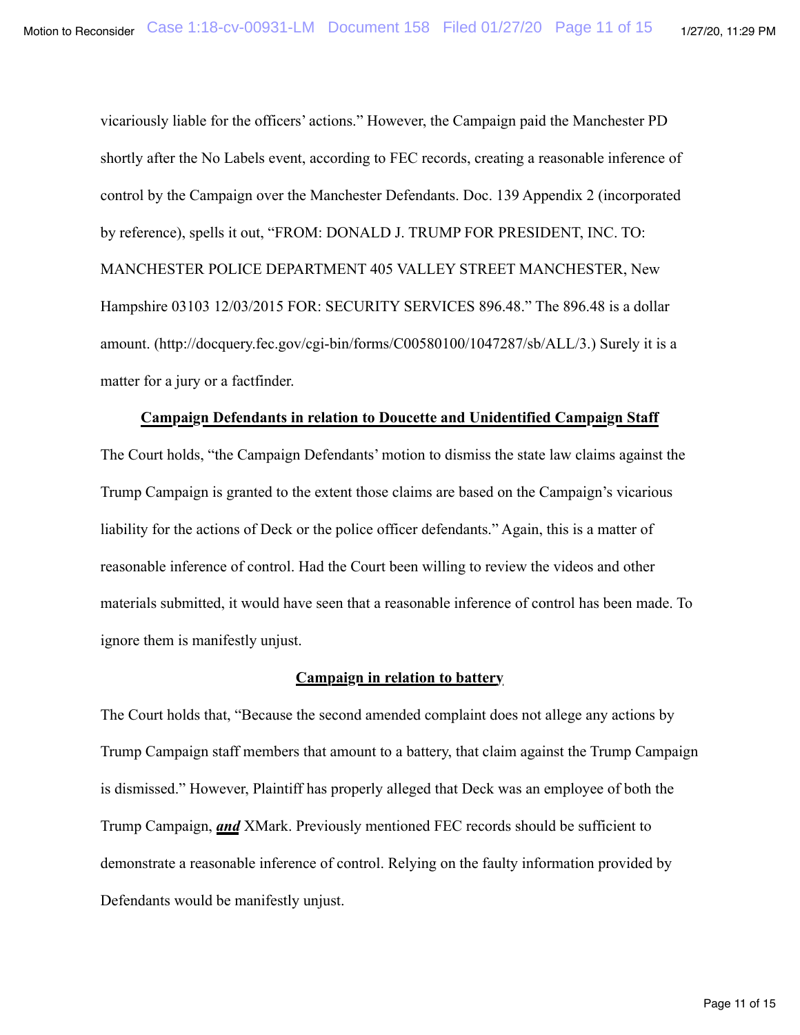vicariously liable for the officers' actions." However, the Campaign paid the Manchester PD shortly after the No Labels event, according to FEC records, creating a reasonable inference of control by the Campaign over the Manchester Defendants. Doc. 139 Appendix 2 (incorporated by reference), spells it out, "FROM: DONALD J. TRUMP FOR PRESIDENT, INC. TO: MANCHESTER POLICE DEPARTMENT 405 VALLEY STREET MANCHESTER, New Hampshire 03103 12/03/2015 FOR: SECURITY SERVICES 896.48." The 896.48 is a dollar amount. (http://docquery.fec.gov/cgi-bin/forms/C00580100/1047287/sb/ALL/3.) Surely it is a matter for a jury or a factfinder.

**Campaign Defendants in relation to Doucette and Unidentified Campaign Staff**

The Court holds, "the Campaign Defendants' motion to dismiss the state law claims against the Trump Campaign is granted to the extent those claims are based on the Campaign's vicarious liability for the actions of Deck or the police officer defendants." Again, this is a matter of reasonable inference of control. Had the Court been willing to review the videos and other materials submitted, it would have seen that a reasonable inference of control has been made. To ignore them is manifestly unjust.

**Campaign in relation to battery**

The Court holds that, "Because the second amended complaint does not allege any actions by Trump Campaign staff members that amount to a battery, that claim against the Trump Campaign is dismissed." However, Plaintiff has properly alleged that Deck was an employee of both the Trump Campaign, ***and*** XMark. Previously mentioned FEC records should be sufficient to demonstrate a reasonable inference of control. Relying on the faulty information provided by Defendants would be manifestly unjust.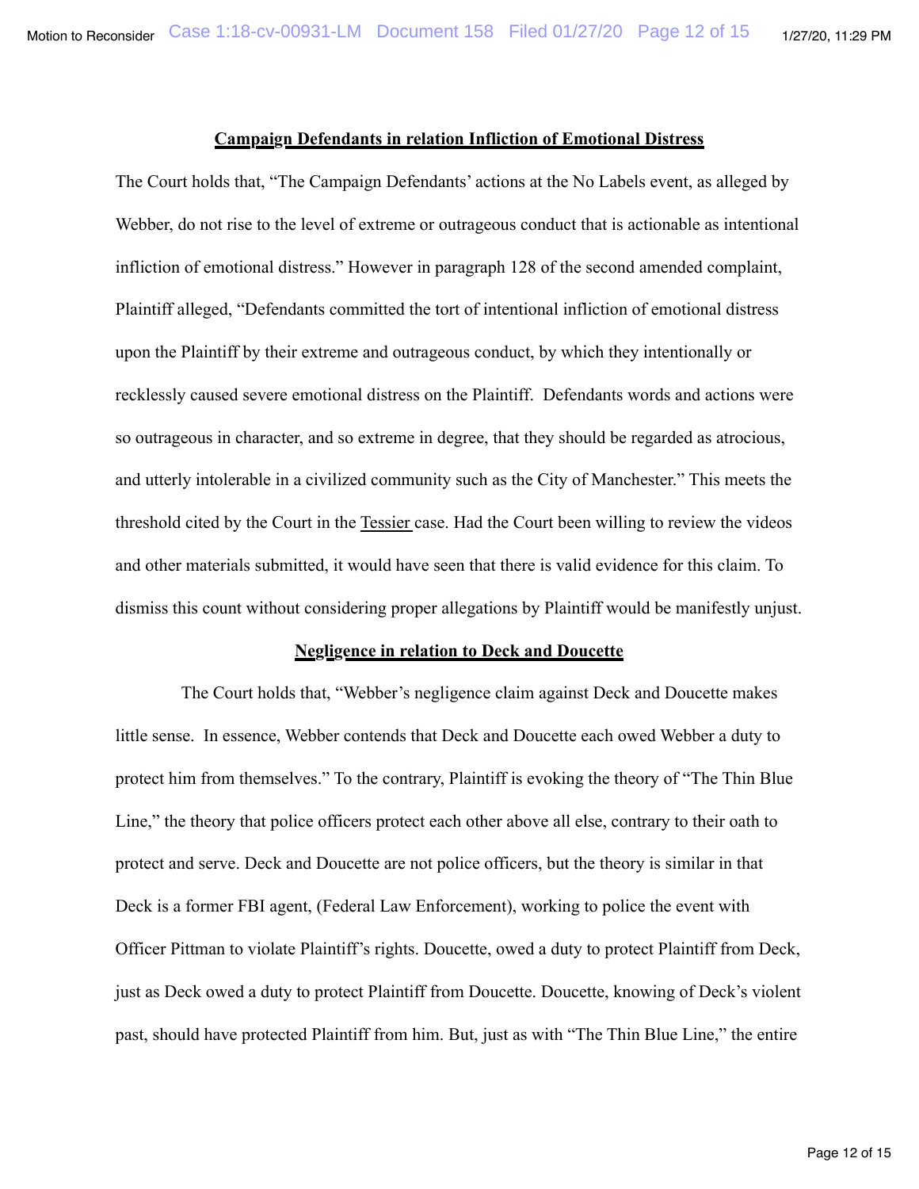## Campaign Defendants in relation Infliction of Emotional Distress

The Court holds that, "The Campaign Defendants' actions at the No Labels event, as alleged by Webber, do not rise to the level of extreme or outrageous conduct that is actionable as intentional infliction of emotional distress." However in paragraph 128 of the second amended complaint, Plaintiff alleged, "Defendants committed the tort of intentional infliction of emotional distress upon the Plaintiff by their extreme and outrageous conduct, by which they intentionally or recklessly caused severe emotional distress on the Plaintiff. Defendants words and actions were so outrageous in character, and so extreme in degree, that they should be regarded as atrocious, and utterly intolerable in a civilized community such as the City of Manchester." This meets the threshold cited by the Court in the Tessier case. Had the Court been willing to review the videos and other materials submitted, it would have seen that there is valid evidence for this claim. To dismiss this count without considering proper allegations by Plaintiff would be manifestly unjust.

## Negligence in relation to Deck and Doucette

The Court holds that, "Webber's negligence claim against Deck and Doucette makes little sense. In essence, Webber contends that Deck and Doucette each owed Webber a duty to protect him from themselves." To the contrary, Plaintiff is evoking the theory of "The Thin Blue Line," the theory that police officers protect each other above all else, contrary to their oath to protect and serve. Deck and Doucette are not police officers, but the theory is similar in that Deck is a former FBI agent, (Federal Law Enforcement), working to police the event with Officer Pittman to violate Plaintiff's rights. Doucette, owed a duty to protect Plaintiff from Deck, just as Deck owed a duty to protect Plaintiff from Doucette. Doucette, knowing of Deck's violent past, should have protected Plaintiff from him. But, just as with "The Thin Blue Line," the entire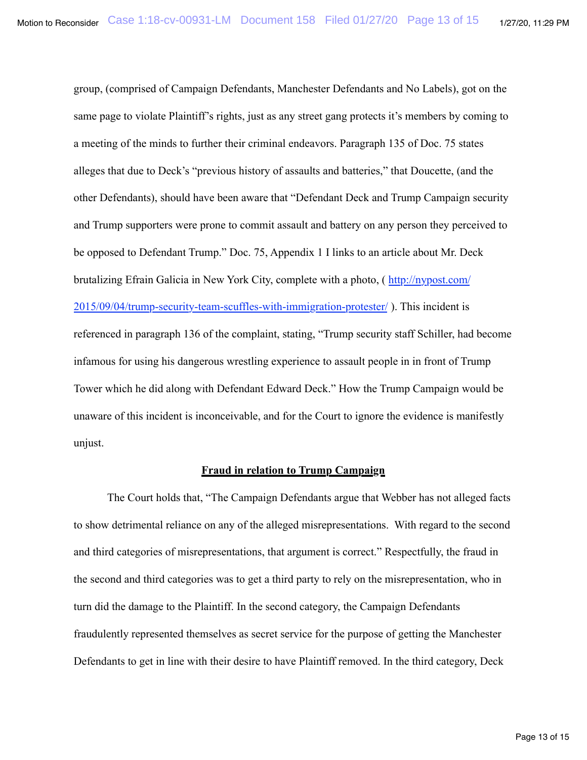group, (comprised of Campaign Defendants, Manchester Defendants and No Labels), got on the same page to violate Plaintiff's rights, just as any street gang protects it's members by coming to a meeting of the minds to further their criminal endeavors. Paragraph 135 of Doc. 75 states alleges that due to Deck's "previous history of assaults and batteries," that Doucette, (and the other Defendants), should have been aware that "Defendant Deck and Trump Campaign security and Trump supporters were prone to commit assault and battery on any person they perceived to be opposed to Defendant Trump." Doc. 75, Appendix 1 I links to an article about Mr. Deck brutalizing Efrain Galicia in New York City, complete with a photo, ( [http://nypost.com/2015/09/04/trump-security-team-scuffles-with-immigration-protester/](http://nypost.com/2015/09/04/trump-security-team-scuffles-with-immigration-protester/) ). This incident is referenced in paragraph 136 of the complaint, stating, "Trump security staff Schiller, had become infamous for using his dangerous wrestling experience to assault people in in front of Trump Tower which he did along with Defendant Edward Deck." How the Trump Campaign would be unaware of this incident is inconceivable, and for the Court to ignore the evidence is manifestly unjust.

**Fraud in relation to Trump Campaign**

The Court holds that, "The Campaign Defendants argue that Webber has not alleged facts to show detrimental reliance on any of the alleged misrepresentations. With regard to the second and third categories of misrepresentations, that argument is correct." Respectfully, the fraud in the second and third categories was to get a third party to rely on the misrepresentation, who in turn did the damage to the Plaintiff. In the second category, the Campaign Defendants fraudulently represented themselves as secret service for the purpose of getting the Manchester Defendants to get in line with their desire to have Plaintiff removed. In the third category, Deck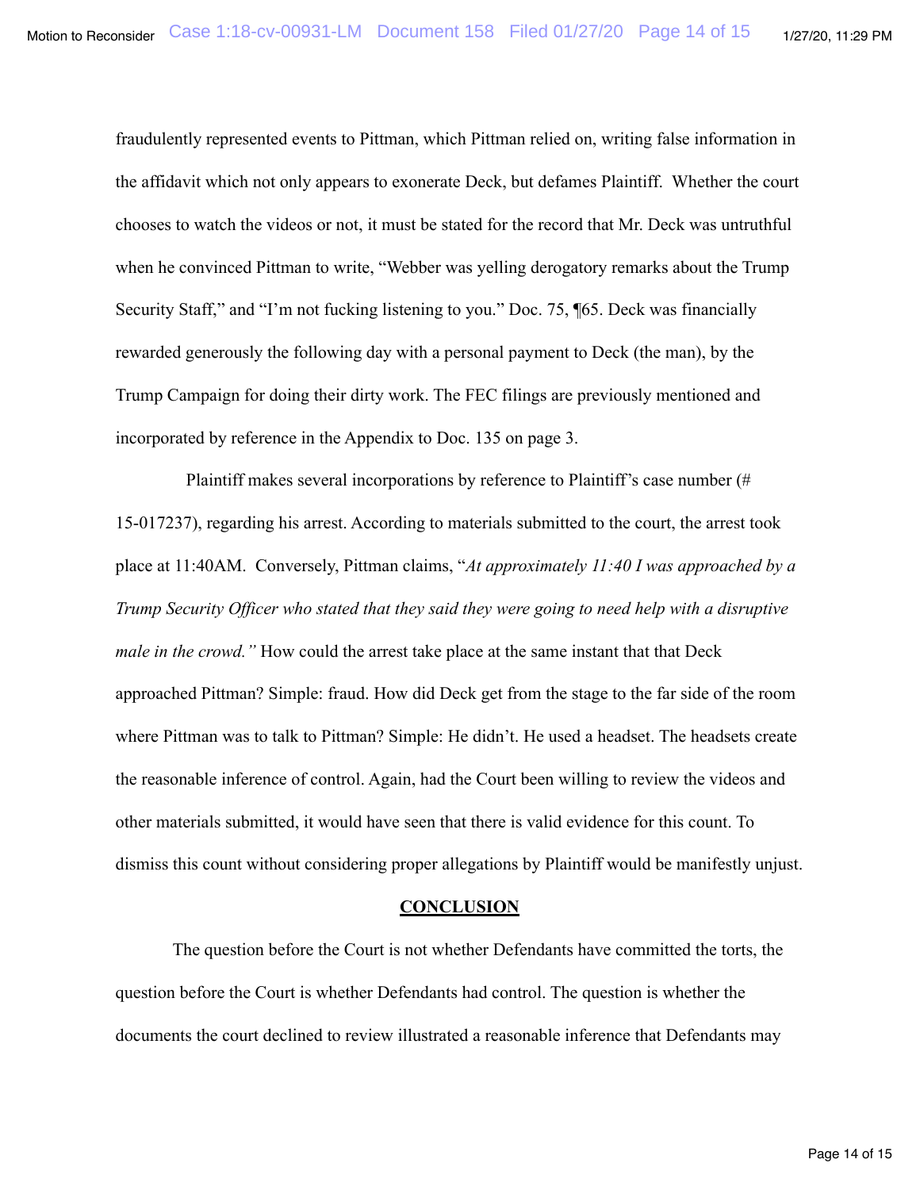fraudulently represented events to Pittman, which Pittman relied on, writing false information in the affidavit which not only appears to exonerate Deck, but defames Plaintiff. Whether the court chooses to watch the videos or not, it must be stated for the record that Mr. Deck was untruthful when he convinced Pittman to write, "Webber was yelling derogatory remarks about the Trump Security Staff," and "I'm not fucking listening to you." Doc. 75, ¶65. Deck was financially rewarded generously the following day with a personal payment to Deck (the man), by the Trump Campaign for doing their dirty work. The FEC filings are previously mentioned and incorporated by reference in the Appendix to Doc. 135 on page 3.

Plaintiff makes several incorporations by reference to Plaintiff's case number (# 15-017237), regarding his arrest. According to materials submitted to the court, the arrest took place at 11:40AM. Conversely, Pittman claims, "*At approximately 11:40 I was approached by a Trump Security Officer who stated that they said they were going to need help with a disruptive male in the crowd.*" How could the arrest take place at the same instant that that Deck approached Pittman? Simple: fraud. How did Deck get from the stage to the far side of the room where Pittman was to talk to Pittman? Simple: He didn't. He used a headset. The headsets create the reasonable inference of control. Again, had the Court been willing to review the videos and other materials submitted, it would have seen that there is valid evidence for this count. To dismiss this count without considering proper allegations by Plaintiff would be manifestly unjust.

## CONCLUSION

The question before the Court is not whether Defendants have committed the torts, the question before the Court is whether Defendants had control. The question is whether the documents the court declined to review illustrated a reasonable inference that Defendants may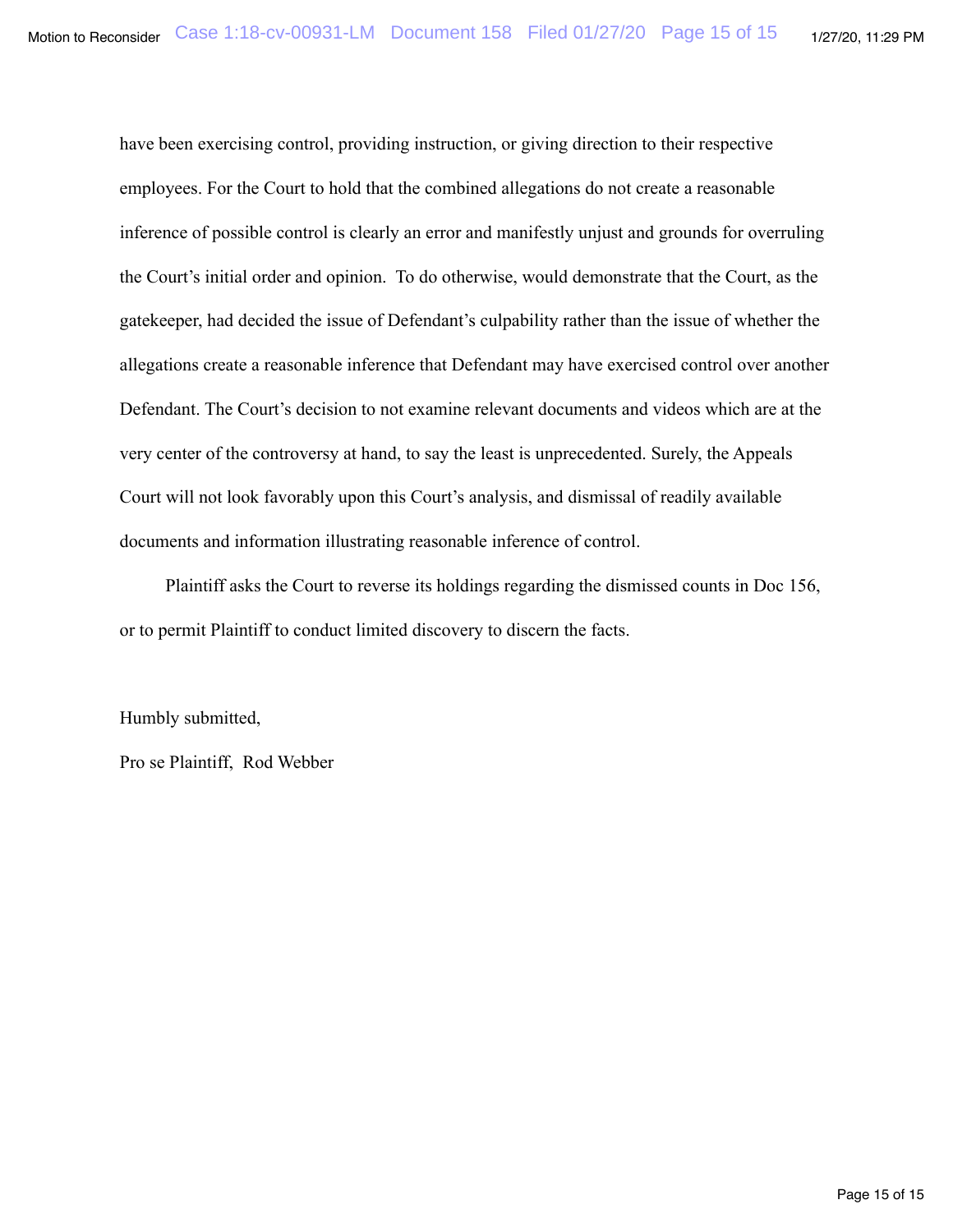have been exercising control, providing instruction, or giving direction to their respective employees. For the Court to hold that the combined allegations do not create a reasonable inference of possible control is clearly an error and manifestly unjust and grounds for overruling the Court's initial order and opinion.  To do otherwise, would demonstrate that the Court, as the gatekeeper, had decided the issue of Defendant's culpability rather than the issue of whether the allegations create a reasonable inference that Defendant may have exercised control over another Defendant. The Court's decision to not examine relevant documents and videos which are at the very center of the controversy at hand, to say the least is unprecedented. Surely, the Appeals Court will not look favorably upon this Court's analysis, and dismissal of readily available documents and information illustrating reasonable inference of control.

Plaintiff asks the Court to reverse its holdings regarding the dismissed counts in Doc 156, or to permit Plaintiff to conduct limited discovery to discern the facts.

Humbly submitted,

Pro se Plaintiff,  Rod Webber